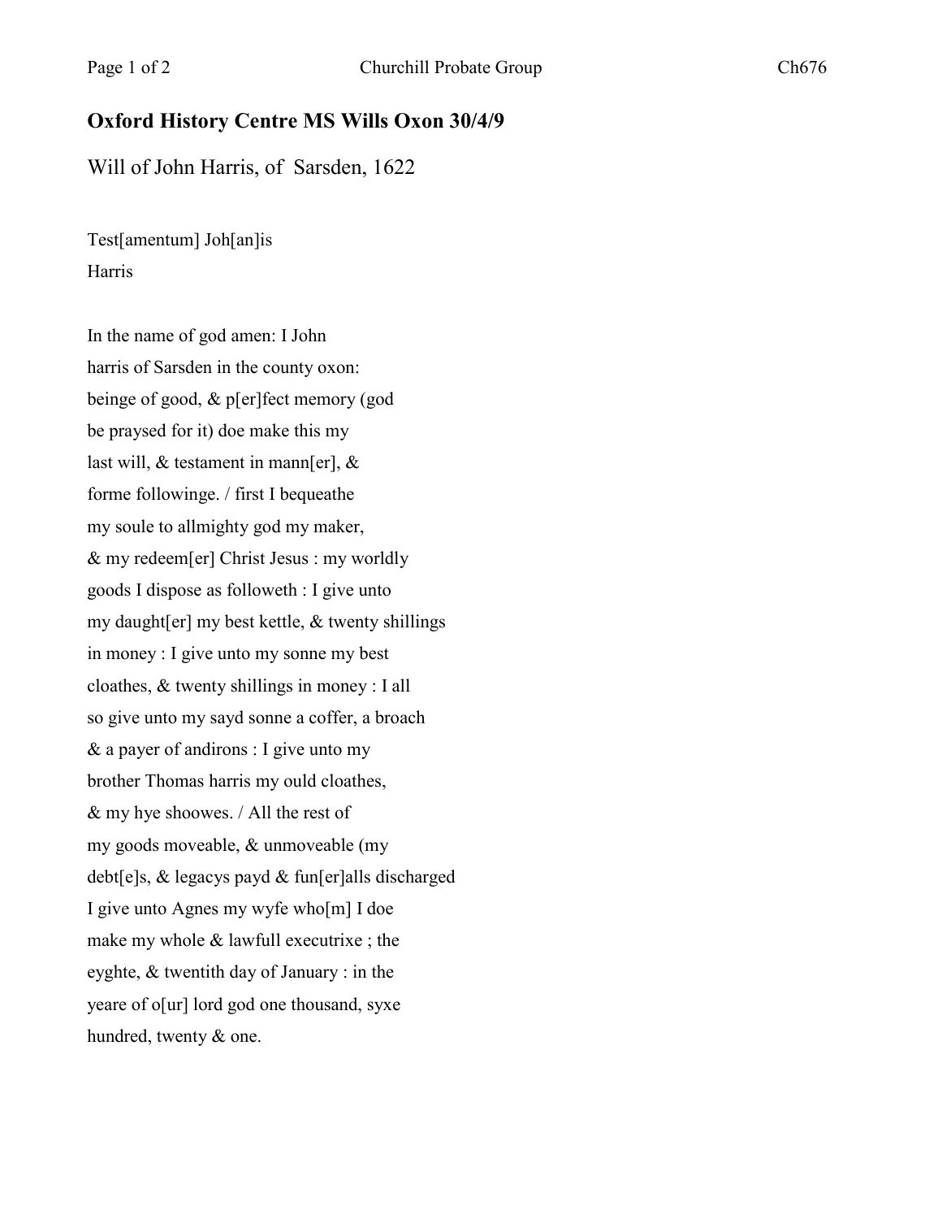## Oxford History Centre MS Wills Oxon 30/4/9

Will of John Harris, of Sarsden, 1622

Test[amentum] Joh[an]is
Harris

In the name of god amen: I John
harris of Sarsden in the county oxon:
beinge of good, & p[er]fect memory (god
be praysed for it) doe make this my
last will, & testament in mann[er], &
forme followinge. / first I bequeathe
my soule to allmighty god my maker,
& my redeem[er] Christ Jesus : my worldly
goods I dispose as followeth : I give unto
my daught[er] my best kettle, & twenty shillings
in money : I give unto my sonne my best
cloathes, & twenty shillings in money : I all
so give unto my sayd sonne a coffer, a broach
& a payer of andirons : I give unto my
brother Thomas harris my ould cloathes,
& my hye shoowes. / All the rest of
my goods moveable, & unmoveable (my
debt[e]s, & legacys payd & fun[er]alls discharged
I give unto Agnes my wyfe who[m] I doe
make my whole & lawfull executrixe ; the
eyghte, & twentith day of January : in the
yeare of o[ur] lord god one thousand, syxe
hundred, twenty & one.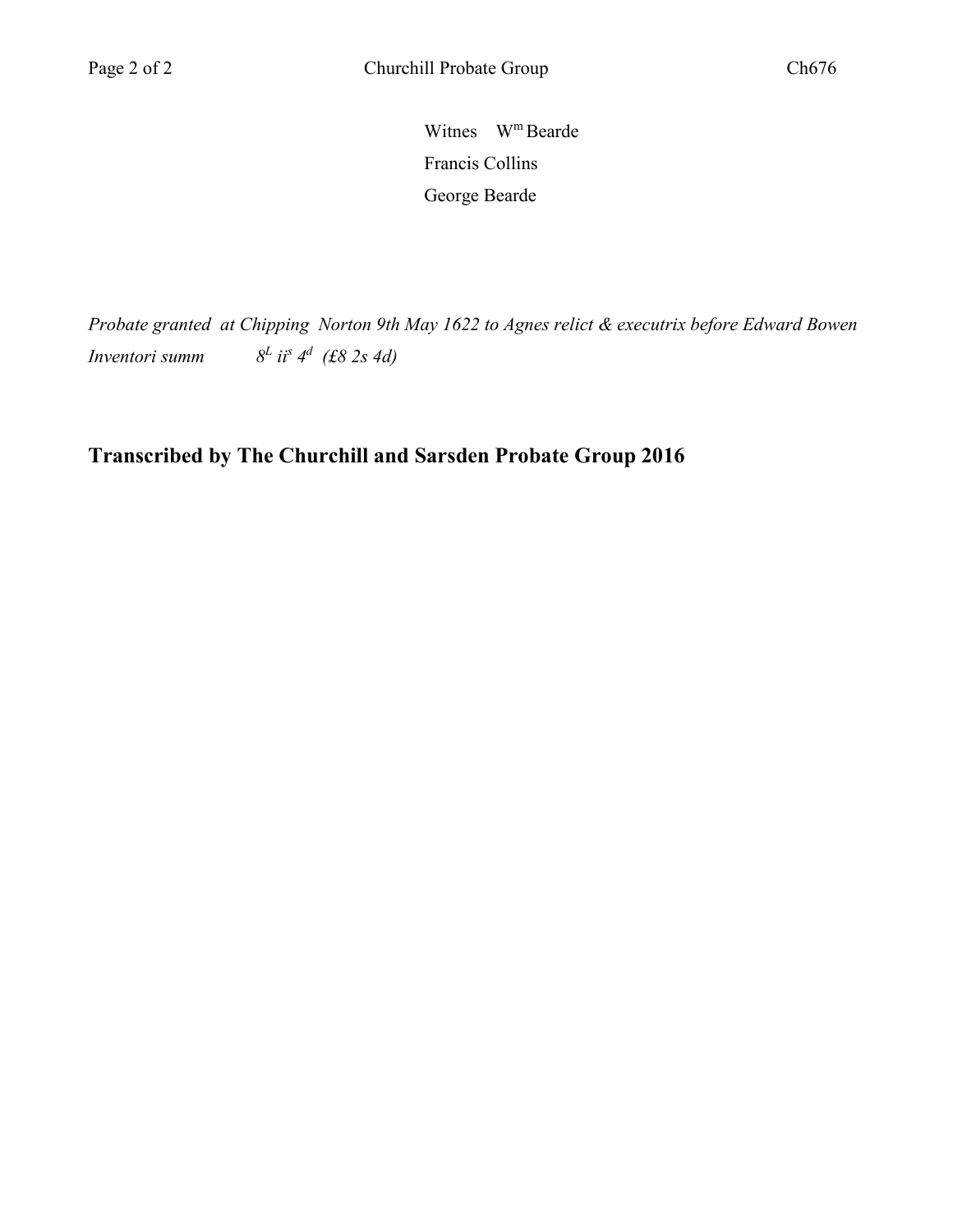Witnes W$^{m}$ Bearde

Francis Collins

George Bearde

*Probate granted at Chipping Norton 9th May 1622 to Agnes relict & executrix before Edward Bowen*

*Inventori summ* $8^{L}$ $ii^{s}$ $4^{d}$ *(£8 2s 4d)*

**Transcribed by The Churchill and Sarsden Probate Group 2016**